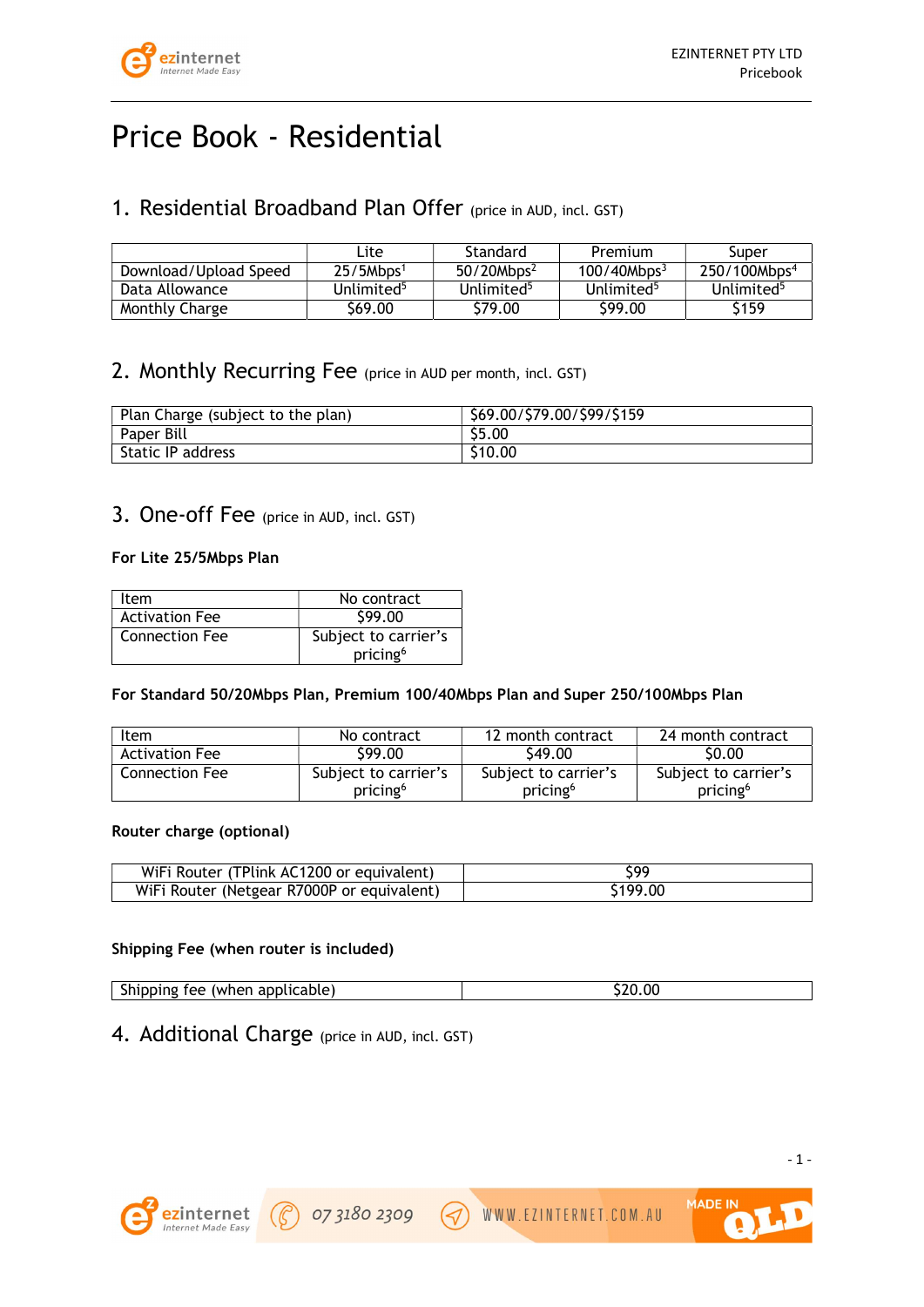# Price Book - Residential

## 1. Residential Broadband Plan Offer (price in AUD, incl. GST)

| | Lite | Standard | Premium | Super |
|---|---|---|---|---|
| Download/Upload Speed | 25/5Mbps[1] | 50/20Mbps[2] | 100/40Mbps[3] | 250/100Mbps[4] |
| Data Allowance | Unlimited[5] | Unlimited[5] | Unlimited[5] | Unlimited[5] |
| Monthly Charge | $69.00 | $79.00 | $99.00 | $159 |

## 2. Monthly Recurring Fee (price in AUD per month, incl. GST)

| | |
|---|---|
| Plan Charge (subject to the plan) | $69.00/$79.00/$99/$159 |
| Paper Bill | $5.00 |
| Static IP address | $10.00 |

## 3. One-off Fee (price in AUD, incl. GST)

**For Lite 25/5Mbps Plan**

| Item | No contract |
|---|---|
| Activation Fee | $99.00 |
| Connection Fee | Subject to carrier's pricing[6] |

**For Standard 50/20Mbps Plan, Premium 100/40Mbps Plan and Super 250/100Mbps Plan**

| Item | No contract | 12 month contract | 24 month contract |
|---|---|---|---|
| Activation Fee | $99.00 | $49.00 | $0.00 |
| Connection Fee | Subject to carrier's pricing[6] | Subject to carrier's pricing[6] | Subject to carrier's pricing[6] |

**Router charge (optional)**

| | |
|---|---|
| WiFi Router (TPlink AC1200 or equivalent) | $99 |
| WiFi Router (Netgear R7000P or equivalent) | $199.00 |

**Shipping Fee (when router is included)**

| | |
|---|---|
| Shipping fee (when applicable) | $20.00 |

## 4. Additional Charge (price in AUD, incl. GST)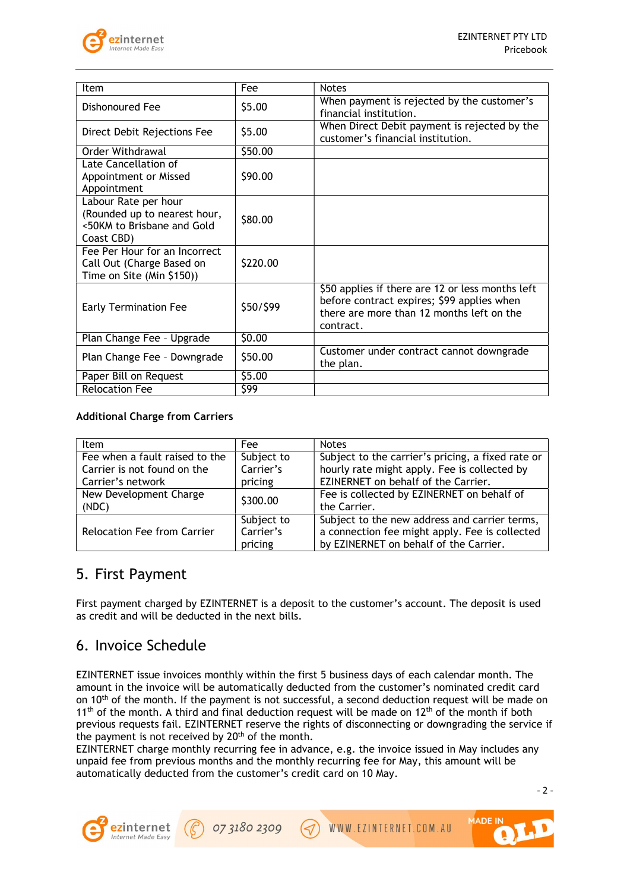| Item | Fee | Notes |
|---|---|---|
| Dishonoured Fee | $5.00 | When payment is rejected by the customer's financial institution. |
| Direct Debit Rejections Fee | $5.00 | When Direct Debit payment is rejected by the customer's financial institution. |
| Order Withdrawal | $50.00 | |
| Late Cancellation of Appointment or Missed Appointment | $90.00 | |
| Labour Rate per hour (Rounded up to nearest hour, <50KM to Brisbane and Gold Coast CBD) | $80.00 | |
| Fee Per Hour for an Incorrect Call Out (Charge Based on Time on Site (Min $150)) | $220.00 | |
| Early Termination Fee | $50/$99 | $50 applies if there are 12 or less months left before contract expires; $99 applies when there are more than 12 months left on the contract. |
| Plan Change Fee - Upgrade | $0.00 | |
| Plan Change Fee - Downgrade | $50.00 | Customer under contract cannot downgrade the plan. |
| Paper Bill on Request | $5.00 | |
| Relocation Fee | $99 | |

**Additional Charge from Carriers**

| Item | Fee | Notes |
|---|---|---|
| Fee when a fault raised to the Carrier is not found on the Carrier's network | Subject to Carrier's pricing | Subject to the carrier's pricing, a fixed rate or hourly rate might apply. Fee is collected by EZINERNET on behalf of the Carrier. |
| New Development Charge (NDC) | $300.00 | Fee is collected by EZINERNET on behalf of the Carrier. |
| Relocation Fee from Carrier | Subject to Carrier's pricing | Subject to the new address and carrier terms, a connection fee might apply. Fee is collected by EZINERNET on behalf of the Carrier. |

## 5. First Payment

First payment charged by EZINTERNET is a deposit to the customer's account. The deposit is used as credit and will be deducted in the next bills.

## 6. Invoice Schedule

EZINTERNET issue invoices monthly within the first 5 business days of each calendar month. The amount in the invoice will be automatically deducted from the customer's nominated credit card on 10th of the month. If the payment is not successful, a second deduction request will be made on 11th of the month. A third and final deduction request will be made on 12th of the month if both previous requests fail. EZINTERNET reserve the rights of disconnecting or downgrading the service if the payment is not received by 20th of the month.
EZINTERNET charge monthly recurring fee in advance, e.g. the invoice issued in May includes any unpaid fee from previous months and the monthly recurring fee for May, this amount will be automatically deducted from the customer's credit card on 10 May.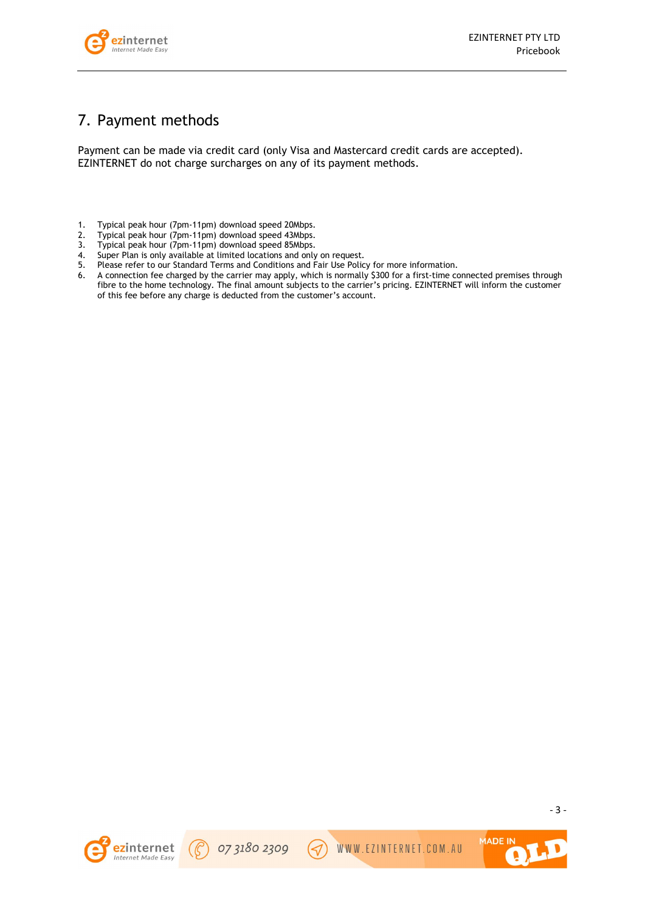## 7. Payment methods

Payment can be made via credit card (only Visa and Mastercard credit cards are accepted). EZINTERNET do not charge surcharges on any of its payment methods.

1. Typical peak hour (7pm-11pm) download speed 20Mbps.
2. Typical peak hour (7pm-11pm) download speed 43Mbps.
3. Typical peak hour (7pm-11pm) download speed 85Mbps.
4. Super Plan is only available at limited locations and only on request.
5. Please refer to our Standard Terms and Conditions and Fair Use Policy for more information.
6. A connection fee charged by the carrier may apply, which is normally $300 for a first-time connected premises through fibre to the home technology. The final amount subjects to the carrier's pricing. EZINTERNET will inform the customer of this fee before any charge is deducted from the customer's account.